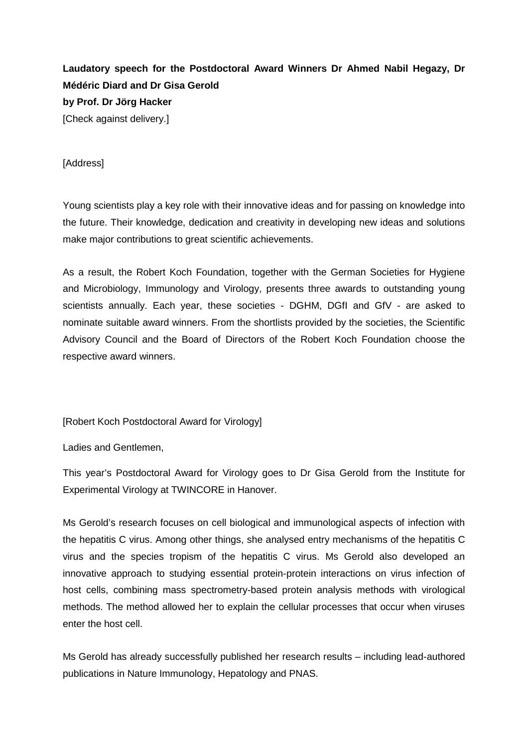**Laudatory speech for the Postdoctoral Award Winners Dr Ahmed Nabil Hegazy, Dr Médéric Diard and Dr Gisa Gerold**
**by Prof. Dr Jörg Hacker**
[Check against delivery.]

[Address]

Young scientists play a key role with their innovative ideas and for passing on knowledge into the future. Their knowledge, dedication and creativity in developing new ideas and solutions make major contributions to great scientific achievements.

As a result, the Robert Koch Foundation, together with the German Societies for Hygiene and Microbiology, Immunology and Virology, presents three awards to outstanding young scientists annually. Each year, these societies - DGHM, DGfI and GfV - are asked to nominate suitable award winners. From the shortlists provided by the societies, the Scientific Advisory Council and the Board of Directors of the Robert Koch Foundation choose the respective award winners.

[Robert Koch Postdoctoral Award for Virology]

Ladies and Gentlemen,

This year's Postdoctoral Award for Virology goes to Dr Gisa Gerold from the Institute for Experimental Virology at TWINCORE in Hanover.

Ms Gerold's research focuses on cell biological and immunological aspects of infection with the hepatitis C virus. Among other things, she analysed entry mechanisms of the hepatitis C virus and the species tropism of the hepatitis C virus. Ms Gerold also developed an innovative approach to studying essential protein-protein interactions on virus infection of host cells, combining mass spectrometry-based protein analysis methods with virological methods. The method allowed her to explain the cellular processes that occur when viruses enter the host cell.

Ms Gerold has already successfully published her research results – including lead-authored publications in Nature Immunology, Hepatology and PNAS.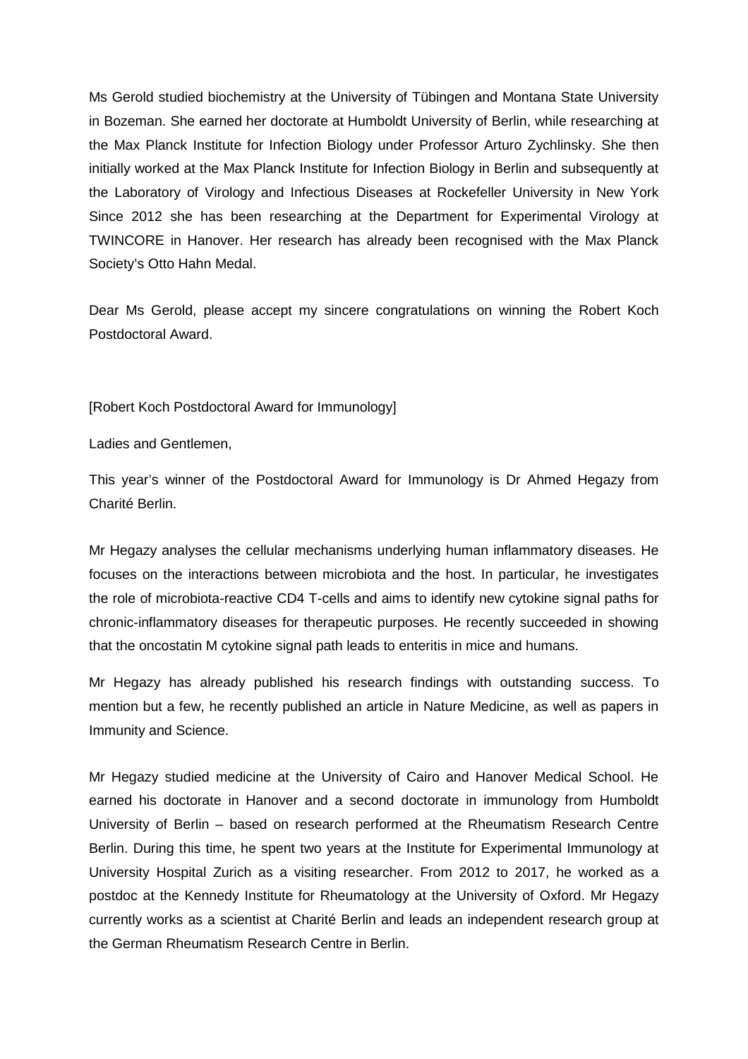Ms Gerold studied biochemistry at the University of Tübingen and Montana State University in Bozeman. She earned her doctorate at Humboldt University of Berlin, while researching at the Max Planck Institute for Infection Biology under Professor Arturo Zychlinsky. She then initially worked at the Max Planck Institute for Infection Biology in Berlin and subsequently at the Laboratory of Virology and Infectious Diseases at Rockefeller University in New York Since 2012 she has been researching at the Department for Experimental Virology at TWINCORE in Hanover. Her research has already been recognised with the Max Planck Society's Otto Hahn Medal.

Dear Ms Gerold, please accept my sincere congratulations on winning the Robert Koch Postdoctoral Award.

[Robert Koch Postdoctoral Award for Immunology]

Ladies and Gentlemen,

This year's winner of the Postdoctoral Award for Immunology is Dr Ahmed Hegazy from Charité Berlin.

Mr Hegazy analyses the cellular mechanisms underlying human inflammatory diseases. He focuses on the interactions between microbiota and the host. In particular, he investigates the role of microbiota-reactive CD4 T-cells and aims to identify new cytokine signal paths for chronic-inflammatory diseases for therapeutic purposes. He recently succeeded in showing that the oncostatin M cytokine signal path leads to enteritis in mice and humans.

Mr Hegazy has already published his research findings with outstanding success. To mention but a few, he recently published an article in Nature Medicine, as well as papers in Immunity and Science.

Mr Hegazy studied medicine at the University of Cairo and Hanover Medical School. He earned his doctorate in Hanover and a second doctorate in immunology from Humboldt University of Berlin – based on research performed at the Rheumatism Research Centre Berlin. During this time, he spent two years at the Institute for Experimental Immunology at University Hospital Zurich as a visiting researcher. From 2012 to 2017, he worked as a postdoc at the Kennedy Institute for Rheumatology at the University of Oxford. Mr Hegazy currently works as a scientist at Charité Berlin and leads an independent research group at the German Rheumatism Research Centre in Berlin.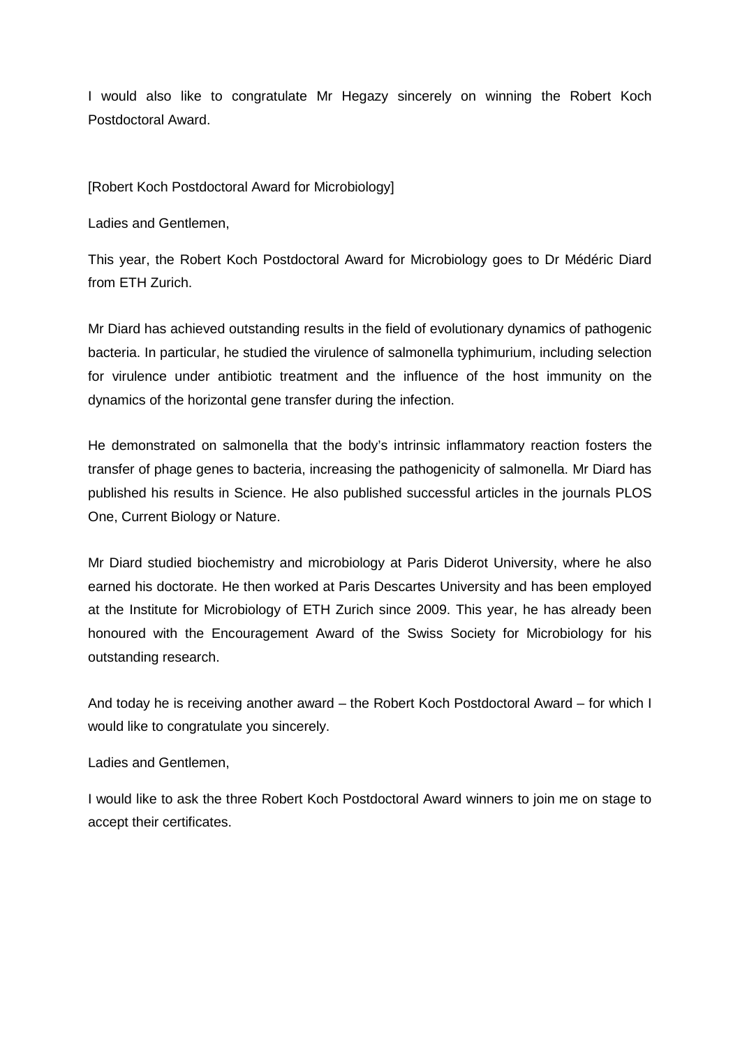I would also like to congratulate Mr Hegazy sincerely on winning the Robert Koch Postdoctoral Award.

[Robert Koch Postdoctoral Award for Microbiology]

Ladies and Gentlemen,

This year, the Robert Koch Postdoctoral Award for Microbiology goes to Dr Médéric Diard from ETH Zurich.

Mr Diard has achieved outstanding results in the field of evolutionary dynamics of pathogenic bacteria. In particular, he studied the virulence of salmonella typhimurium, including selection for virulence under antibiotic treatment and the influence of the host immunity on the dynamics of the horizontal gene transfer during the infection.

He demonstrated on salmonella that the body's intrinsic inflammatory reaction fosters the transfer of phage genes to bacteria, increasing the pathogenicity of salmonella. Mr Diard has published his results in Science. He also published successful articles in the journals PLOS One, Current Biology or Nature.

Mr Diard studied biochemistry and microbiology at Paris Diderot University, where he also earned his doctorate. He then worked at Paris Descartes University and has been employed at the Institute for Microbiology of ETH Zurich since 2009. This year, he has already been honoured with the Encouragement Award of the Swiss Society for Microbiology for his outstanding research.

And today he is receiving another award – the Robert Koch Postdoctoral Award – for which I would like to congratulate you sincerely.

Ladies and Gentlemen,

I would like to ask the three Robert Koch Postdoctoral Award winners to join me on stage to accept their certificates.